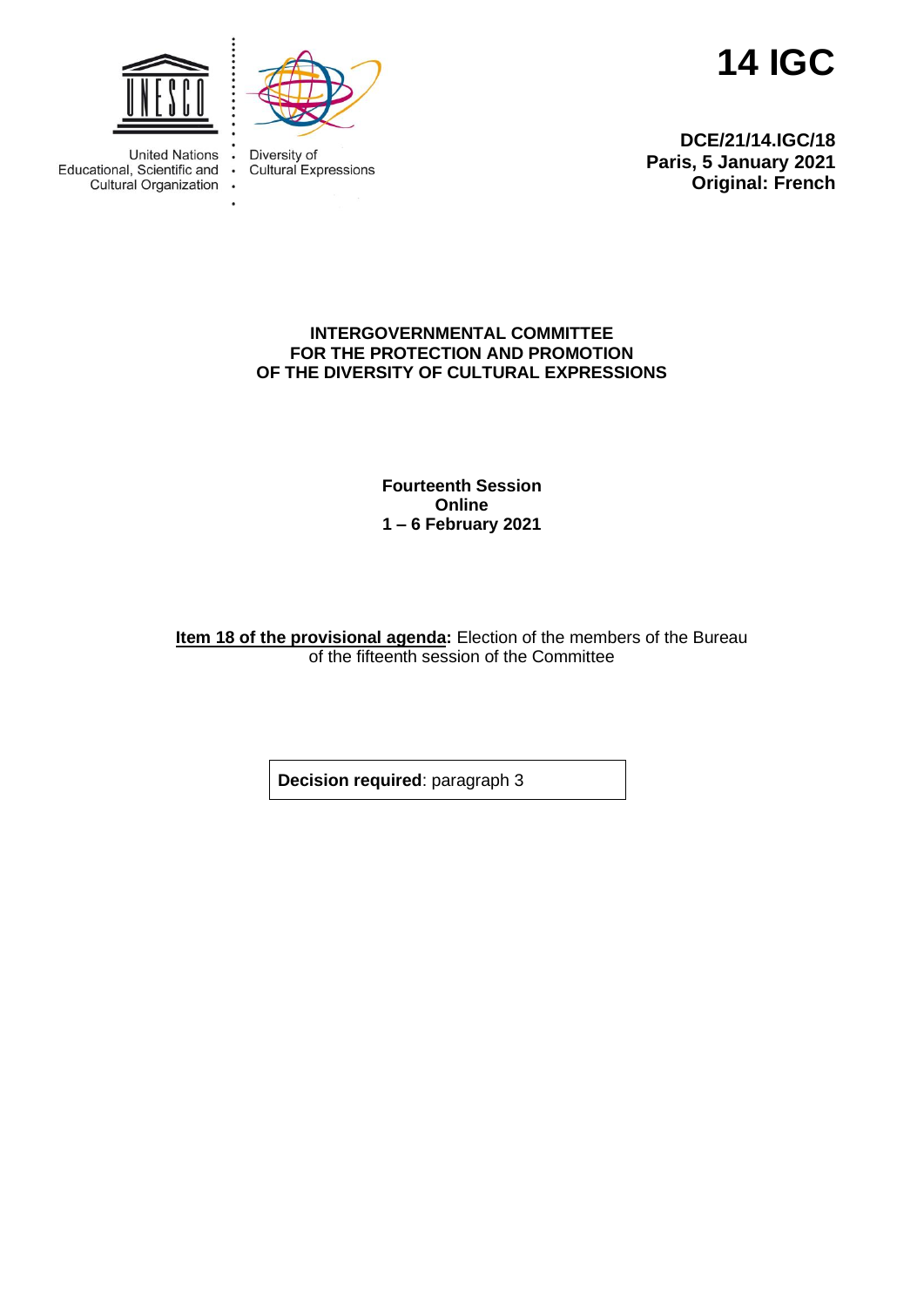United Nations Educational, Scientific and Cultural Organization

Diversity of Cultural Expressions

# 14 IGC

**DCE/21/14.IGC/18**
**Paris, 5 January 2021**
**Original: French**

**INTERGOVERNMENTAL COMMITTEE FOR THE PROTECTION AND PROMOTION OF THE DIVERSITY OF CULTURAL EXPRESSIONS**

**Fourteenth Session**
**Online**
**1 – 6 February 2021**

**Item 18 of the provisional agenda:** Election of the members of the Bureau of the fifteenth session of the Committee

**Decision required**: paragraph 3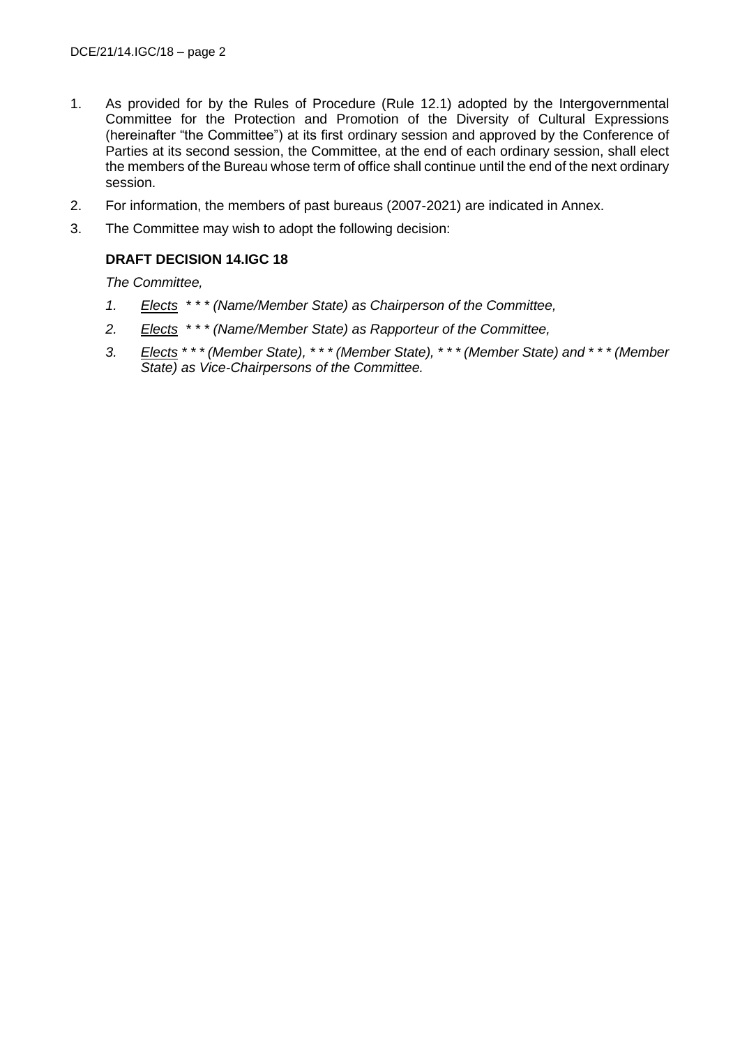1. As provided for by the Rules of Procedure (Rule 12.1) adopted by the Intergovernmental Committee for the Protection and Promotion of the Diversity of Cultural Expressions (hereinafter "the Committee") at its first ordinary session and approved by the Conference of Parties at its second session, the Committee, at the end of each ordinary session, shall elect the members of the Bureau whose term of office shall continue until the end of the next ordinary session.
2. For information, the members of past bureaus (2007-2021) are indicated in Annex.
3. The Committee may wish to adopt the following decision:

**DRAFT DECISION 14.IGC 18**

*The Committee,*

1. *Elects * * * (Name/Member State) as Chairperson of the Committee,*
2. *Elects * * * (Name/Member State) as Rapporteur of the Committee,*
3. *Elects * * * (Member State), * * * (Member State), * * * (Member State) and * * * (Member State) as Vice-Chairpersons of the Committee.*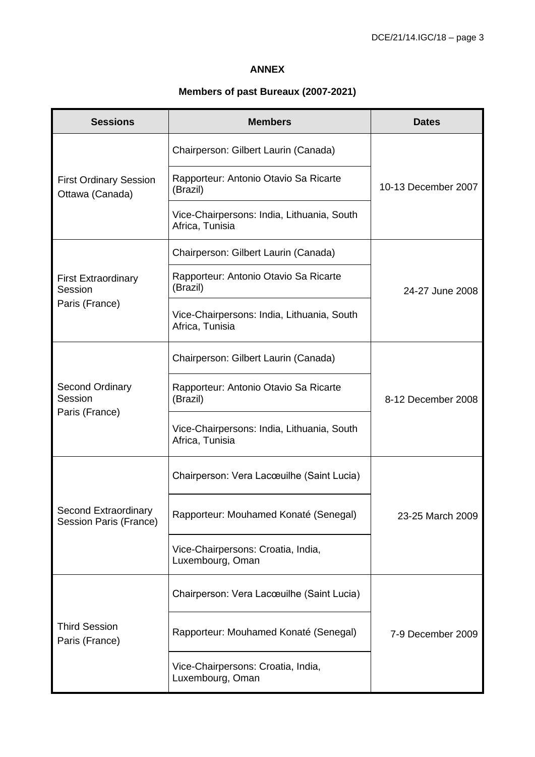**ANNEX**

**Members of past Bureaux (2007-2021)**

| Sessions | Members | Dates |
|---|---|---|
| First Ordinary Session Ottawa (Canada) | Chairperson: Gilbert Laurin (Canada) | 10-13 December 2007 |
| | Rapporteur: Antonio Otavio Sa Ricarte (Brazil) | |
| | Vice-Chairpersons: India, Lithuania, South Africa, Tunisia | |
| First Extraordinary Session Paris (France) | Chairperson: Gilbert Laurin (Canada) | 24-27 June 2008 |
| | Rapporteur: Antonio Otavio Sa Ricarte (Brazil) | |
| | Vice-Chairpersons: India, Lithuania, South Africa, Tunisia | |
| Second Ordinary Session Paris (France) | Chairperson: Gilbert Laurin (Canada) | 8-12 December 2008 |
| | Rapporteur: Antonio Otavio Sa Ricarte (Brazil) | |
| | Vice-Chairpersons: India, Lithuania, South Africa, Tunisia | |
| Second Extraordinary Session Paris (France) | Chairperson: Vera Lacœuilhe (Saint Lucia) | 23-25 March 2009 |
| | Rapporteur: Mouhamed Konaté (Senegal) | |
| | Vice-Chairpersons: Croatia, India, Luxembourg, Oman | |
| Third Session Paris (France) | Chairperson: Vera Lacœuilhe (Saint Lucia) | 7-9 December 2009 |
| | Rapporteur: Mouhamed Konaté (Senegal) | |
| | Vice-Chairpersons: Croatia, India, Luxembourg, Oman | |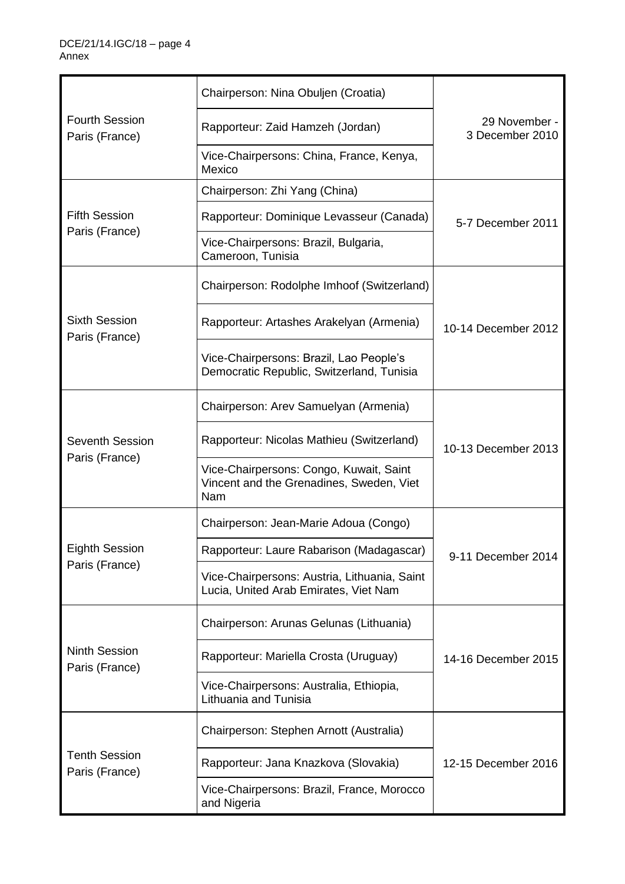| Session | Officers | Dates |
|---|---|---|
| Fourth Session Paris (France) | Chairperson: Nina Obuljen (Croatia) | 29 November - 3 December 2010 |
| | Rapporteur: Zaid Hamzeh (Jordan) | |
| | Vice-Chairpersons: China, France, Kenya, Mexico | |
| Fifth Session Paris (France) | Chairperson: Zhi Yang (China) | 5-7 December 2011 |
| | Rapporteur: Dominique Levasseur (Canada) | |
| | Vice-Chairpersons: Brazil, Bulgaria, Cameroon, Tunisia | |
| Sixth Session Paris (France) | Chairperson: Rodolphe Imhoof (Switzerland) | 10-14 December 2012 |
| | Rapporteur: Artashes Arakelyan (Armenia) | |
| | Vice-Chairpersons: Brazil, Lao People's Democratic Republic, Switzerland, Tunisia | |
| Seventh Session Paris (France) | Chairperson: Arev Samuelyan (Armenia) | 10-13 December 2013 |
| | Rapporteur: Nicolas Mathieu (Switzerland) | |
| | Vice-Chairpersons: Congo, Kuwait, Saint Vincent and the Grenadines, Sweden, Viet Nam | |
| Eighth Session Paris (France) | Chairperson: Jean-Marie Adoua (Congo) | 9-11 December 2014 |
| | Rapporteur: Laure Rabarison (Madagascar) | |
| | Vice-Chairpersons: Austria, Lithuania, Saint Lucia, United Arab Emirates, Viet Nam | |
| Ninth Session Paris (France) | Chairperson: Arunas Gelunas (Lithuania) | 14-16 December 2015 |
| | Rapporteur: Mariella Crosta (Uruguay) | |
| | Vice-Chairpersons: Australia, Ethiopia, Lithuania and Tunisia | |
| Tenth Session Paris (France) | Chairperson: Stephen Arnott (Australia) | 12-15 December 2016 |
| | Rapporteur: Jana Knazkova (Slovakia) | |
| | Vice-Chairpersons: Brazil, France, Morocco and Nigeria | |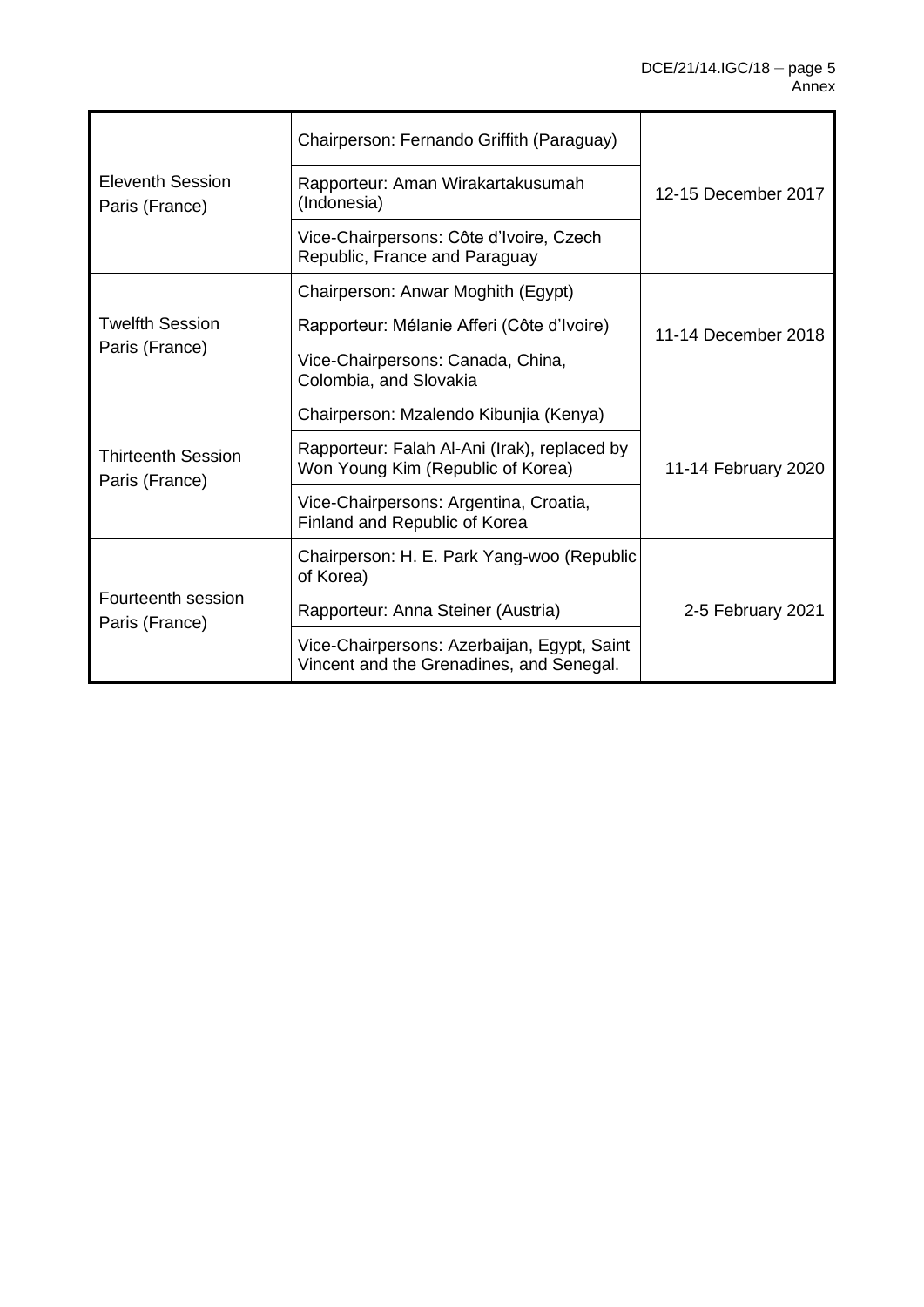| | | |
|---|---|---|
| Eleventh Session Paris (France) | Chairperson: Fernando Griffith (Paraguay) | 12-15 December 2017 |
| | Rapporteur: Aman Wirakartakusumah (Indonesia) | |
| | Vice-Chairpersons: Côte d'Ivoire, Czech Republic, France and Paraguay | |
| Twelfth Session Paris (France) | Chairperson: Anwar Moghith (Egypt) | 11-14 December 2018 |
| | Rapporteur: Mélanie Afferi (Côte d'Ivoire) | |
| | Vice-Chairpersons: Canada, China, Colombia, and Slovakia | |
| Thirteenth Session Paris (France) | Chairperson: Mzalendo Kibunjia (Kenya) | 11-14 February 2020 |
| | Rapporteur: Falah Al-Ani (Irak), replaced by Won Young Kim (Republic of Korea) | |
| | Vice-Chairpersons: Argentina, Croatia, Finland and Republic of Korea | |
| Fourteenth session Paris (France) | Chairperson: H. E. Park Yang-woo (Republic of Korea) | 2-5 February 2021 |
| | Rapporteur: Anna Steiner (Austria) | |
| | Vice-Chairpersons: Azerbaijan, Egypt, Saint Vincent and the Grenadines, and Senegal. | |